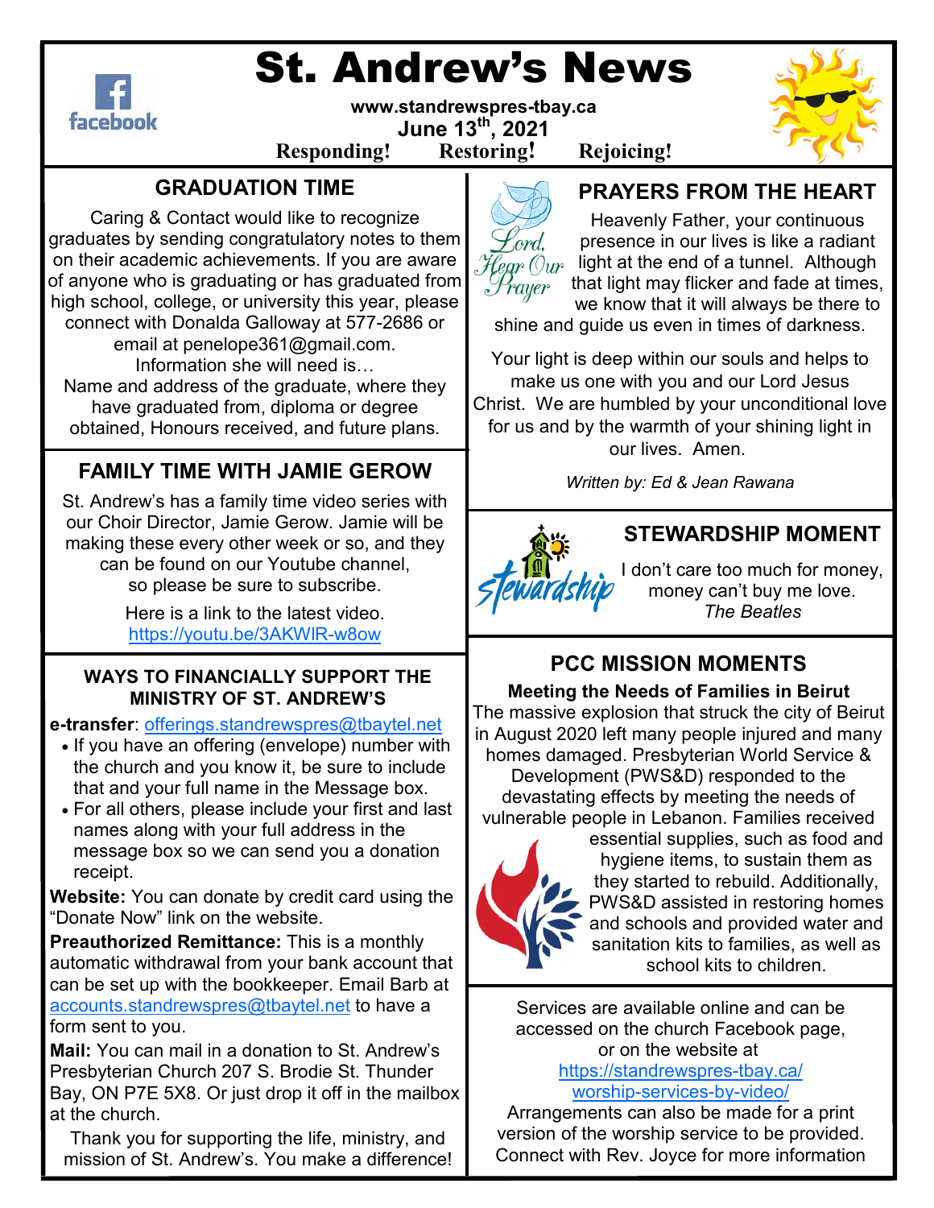# St. Andrew's News

www.standrewspres-tbay.ca

June 13th, 2021

**Responding! Restoring! Rejoicing!**

## GRADUATION TIME

Caring & Contact would like to recognize graduates by sending congratulatory notes to them on their academic achievements. If you are aware of anyone who is graduating or has graduated from high school, college, or university this year, please connect with Donalda Galloway at 577-2686 or email at penelope361@gmail.com.
Information she will need is…
Name and address of the graduate, where they have graduated from, diploma or degree obtained, Honours received, and future plans.

## FAMILY TIME WITH JAMIE GEROW

St. Andrew's has a family time video series with our Choir Director, Jamie Gerow. Jamie will be making these every other week or so, and they can be found on our Youtube channel, so please be sure to subscribe.

Here is a link to the latest video.
https://youtu.be/3AKWlR-w8ow

### WAYS TO FINANCIALLY SUPPORT THE MINISTRY OF ST. ANDREW'S

**e-transfer**: offerings.standrewspres@tbaytel.net

- If you have an offering (envelope) number with the church and you know it, be sure to include that and your full name in the Message box.
- For all others, please include your first and last names along with your full address in the message box so we can send you a donation receipt.

**Website:** You can donate by credit card using the "Donate Now" link on the website.

**Preauthorized Remittance:** This is a monthly automatic withdrawal from your bank account that can be set up with the bookkeeper. Email Barb at accounts.standrewspres@tbaytel.net to have a form sent to you.

**Mail:** You can mail in a donation to St. Andrew's Presbyterian Church 207 S. Brodie St. Thunder Bay, ON P7E 5X8. Or just drop it off in the mailbox at the church.

Thank you for supporting the life, ministry, and mission of St. Andrew's. You make a difference!

## PRAYERS FROM THE HEART

Heavenly Father, your continuous presence in our lives is like a radiant light at the end of a tunnel. Although that light may flicker and fade at times, we know that it will always be there to shine and guide us even in times of darkness.

Your light is deep within our souls and helps to make us one with you and our Lord Jesus Christ. We are humbled by your unconditional love for us and by the warmth of your shining light in our lives. Amen.

*Written by: Ed & Jean Rawana*

## STEWARDSHIP MOMENT

I don't care too much for money, money can't buy me love.
*The Beatles*

## PCC MISSION MOMENTS

**Meeting the Needs of Families in Beirut**

The massive explosion that struck the city of Beirut in August 2020 left many people injured and many homes damaged. Presbyterian World Service & Development (PWS&D) responded to the devastating effects by meeting the needs of vulnerable people in Lebanon. Families received essential supplies, such as food and hygiene items, to sustain them as they started to rebuild. Additionally, PWS&D assisted in restoring homes and schools and provided water and sanitation kits to families, as well as school kits to children.

Services are available online and can be accessed on the church Facebook page, or on the website at https://standrewspres-tbay.ca/worship-services-by-video/
Arrangements can also be made for a print version of the worship service to be provided. Connect with Rev. Joyce for more information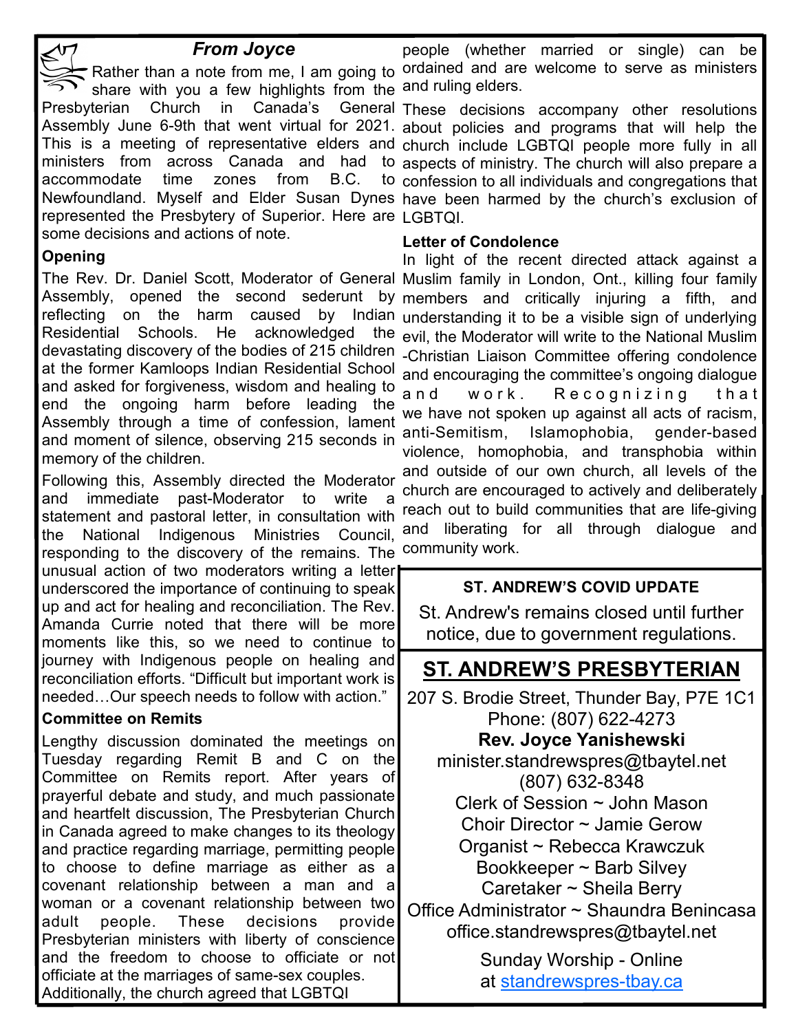## *From Joyce*

Rather than a note from me, I am going to share with you a few highlights from the Presbyterian Church in Canada's General Assembly June 6-9th that went virtual for 2021. This is a meeting of representative elders and ministers from across Canada and had to accommodate time zones from B.C. to Newfoundland. Myself and Elder Susan Dynes represented the Presbytery of Superior. Here are some decisions and actions of note.

**Opening**

The Rev. Dr. Daniel Scott, Moderator of General Assembly, opened the second sederunt by reflecting on the harm caused by Indian Residential Schools. He acknowledged the devastating discovery of the bodies of 215 children at the former Kamloops Indian Residential School and asked for forgiveness, wisdom and healing to end the ongoing harm before leading the Assembly through a time of confession, lament and moment of silence, observing 215 seconds in memory of the children.

Following this, Assembly directed the Moderator and immediate past-Moderator to write a statement and pastoral letter, in consultation with the National Indigenous Ministries Council, responding to the discovery of the remains. The unusual action of two moderators writing a letter underscored the importance of continuing to speak up and act for healing and reconciliation. The Rev. Amanda Currie noted that there will be more moments like this, so we need to continue to journey with Indigenous people on healing and reconciliation efforts. "Difficult but important work is needed…Our speech needs to follow with action."

**Committee on Remits**

Lengthy discussion dominated the meetings on Tuesday regarding Remit B and C on the Committee on Remits report. After years of prayerful debate and study, and much passionate and heartfelt discussion, The Presbyterian Church in Canada agreed to make changes to its theology and practice regarding marriage, permitting people to choose to define marriage as either as a covenant relationship between a man and a woman or a covenant relationship between two adult people. These decisions provide Presbyterian ministers with liberty of conscience and the freedom to choose to officiate or not officiate at the marriages of same-sex couples. Additionally, the church agreed that LGBTQI people (whether married or single) can be ordained and are welcome to serve as ministers and ruling elders.

These decisions accompany other resolutions about policies and programs that will help the church include LGBTQI people more fully in all aspects of ministry. The church will also prepare a confession to all individuals and congregations that have been harmed by the church's exclusion of LGBTQI.

**Letter of Condolence**

In light of the recent directed attack against a Muslim family in London, Ont., killing four family members and critically injuring a fifth, and understanding it to be a visible sign of underlying evil, the Moderator will write to the National Muslim -Christian Liaison Committee offering condolence and encouraging the committee's ongoing dialogue and work. Recognizing that we have not spoken up against all acts of racism, anti-Semitism, Islamophobia, gender-based violence, homophobia, and transphobia within and outside of our own church, all levels of the church are encouraged to actively and deliberately reach out to build communities that are life-giving and liberating for all through dialogue and community work.

**ST. ANDREW'S COVID UPDATE**

St. Andrew's remains closed until further notice, due to government regulations.

## ST. ANDREW'S PRESBYTERIAN

207 S. Brodie Street, Thunder Bay, P7E 1C1
Phone: (807) 622-4273
**Rev. Joyce Yanishewski**
minister.standrewspres@tbaytel.net
(807) 632-8348
Clerk of Session ~ John Mason
Choir Director ~ Jamie Gerow
Organist ~ Rebecca Krawczuk
Bookkeeper ~ Barb Silvey
Caretaker ~ Sheila Berry
Office Administrator ~ Shaundra Benincasa
office.standrewspres@tbaytel.net

Sunday Worship - Online
at standrewspres-tbay.ca